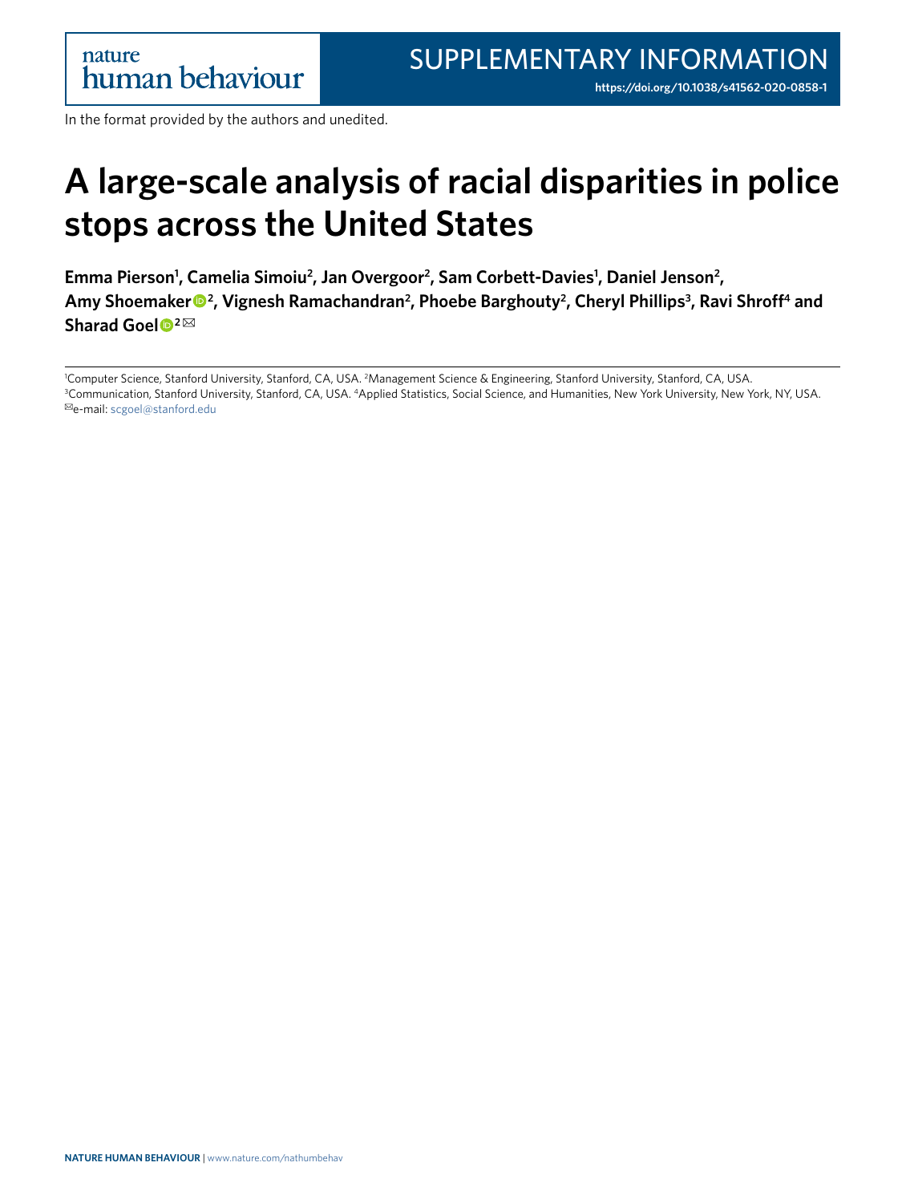SUPPLEMENTARY INFORMATION

https://doi.org/10.1038/s41562-020-0858-1

In the format provided by the authors and unedited.

# A large-scale analysis of racial disparities in police stops across the United States

**Emma Pierson[1], Camelia Simoiu[2], Jan Overgoor[2], Sam Corbett-Davies[1], Daniel Jenson[2], Amy Shoemaker[2], Vignesh Ramachandran[2], Phoebe Barghouty[2], Cheryl Phillips[3], Ravi Shroff[4] and Sharad Goel[2]✉**

[1]Computer Science, Stanford University, Stanford, CA, USA. [2]Management Science & Engineering, Stanford University, Stanford, CA, USA. [3]Communication, Stanford University, Stanford, CA, USA. [4]Applied Statistics, Social Science, and Humanities, New York University, New York, NY, USA. ✉e-mail: scgoel@stanford.edu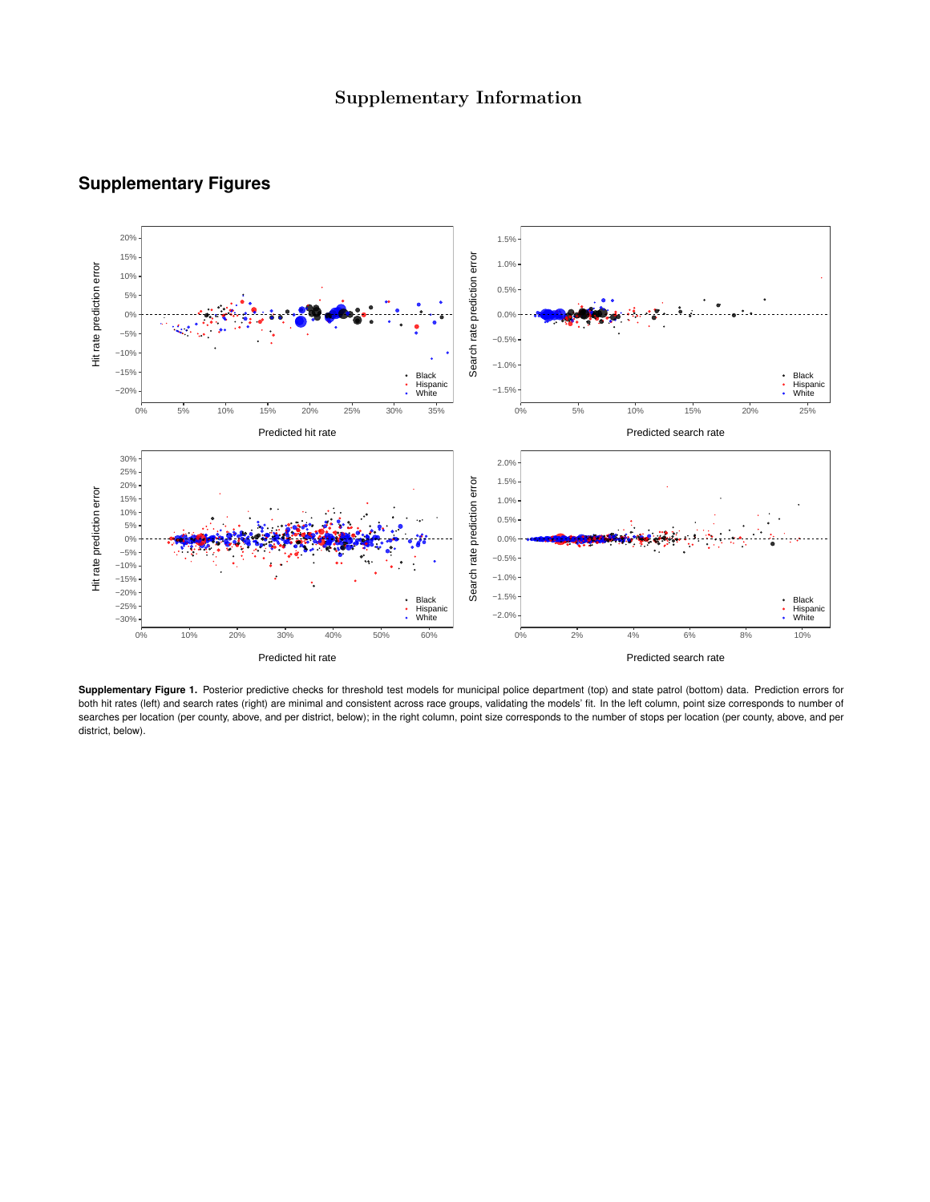Supplementary Information

## Supplementary Figures

**Supplementary Figure 1.** Posterior predictive checks for threshold test models for municipal police department (top) and state patrol (bottom) data. Prediction errors for both hit rates (left) and search rates (right) are minimal and consistent across race groups, validating the models' fit. In the left column, point size corresponds to number of searches per location (per county, above, and per district, below); in the right column, point size corresponds to the number of stops per location (per county, above, and per district, below).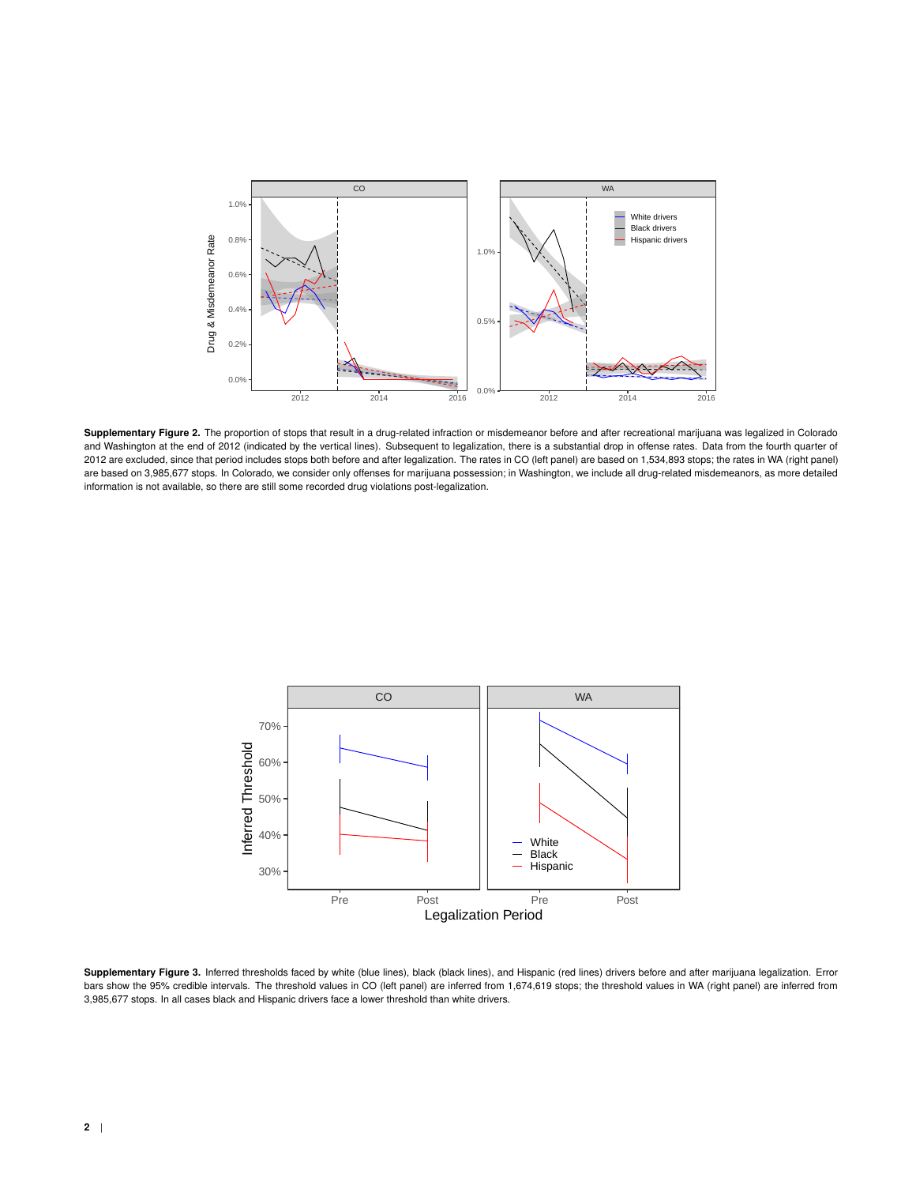**Supplementary Figure 2.** The proportion of stops that result in a drug-related infraction or misdemeanor before and after recreational marijuana was legalized in Colorado and Washington at the end of 2012 (indicated by the vertical lines). Subsequent to legalization, there is a substantial drop in offense rates. Data from the fourth quarter of 2012 are excluded, since that period includes stops both before and after legalization. The rates in CO (left panel) are based on 1,534,893 stops; the rates in WA (right panel) are based on 3,985,677 stops. In Colorado, we consider only offenses for marijuana possession; in Washington, we include all drug-related misdemeanors, as more detailed information is not available, so there are still some recorded drug violations post-legalization.

**Supplementary Figure 3.** Inferred thresholds faced by white (blue lines), black (black lines), and Hispanic (red lines) drivers before and after marijuana legalization. Error bars show the 95% credible intervals. The threshold values in CO (left panel) are inferred from 1,674,619 stops; the threshold values in WA (right panel) are inferred from 3,985,677 stops. In all cases black and Hispanic drivers face a lower threshold than white drivers.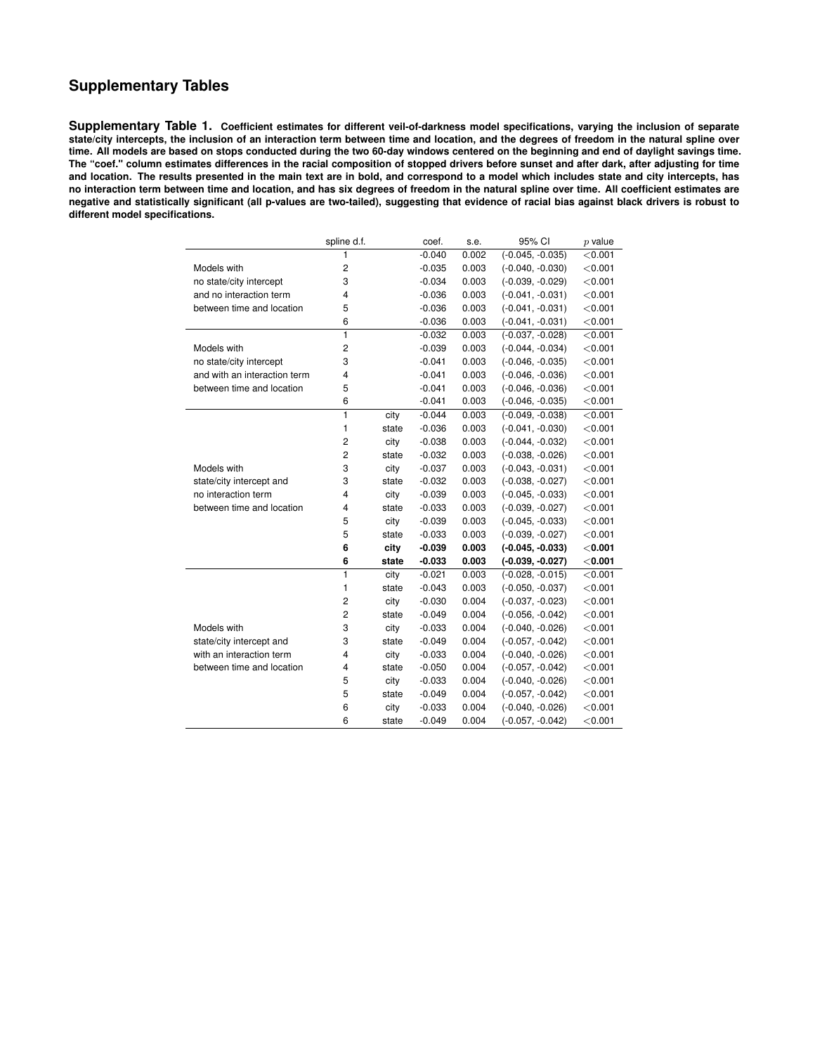# Supplementary Tables

**Supplementary Table 1. Coefficient estimates for different veil-of-darkness model specifications, varying the inclusion of separate state/city intercepts, the inclusion of an interaction term between time and location, and the degrees of freedom in the natural spline over time. All models are based on stops conducted during the two 60-day windows centered on the beginning and end of daylight savings time. The "coef." column estimates differences in the racial composition of stopped drivers before sunset and after dark, after adjusting for time and location. The results presented in the main text are in bold, and correspond to a model which includes state and city intercepts, has no interaction term between time and location, and has six degrees of freedom in the natural spline over time. All coefficient estimates are negative and statistically significant (all p-values are two-tailed), suggesting that evidence of racial bias against black drivers is robust to different model specifications.**

| | spline d.f. | | coef. | s.e. | 95% CI | $p$ value |
|---|---|---|---|---|---|---|
| Models with no state/city intercept and no interaction term between time and location | 1 | | -0.040 | 0.002 | (-0.045, -0.035) | <0.001 |
| | 2 | | -0.035 | 0.003 | (-0.040, -0.030) | <0.001 |
| | 3 | | -0.034 | 0.003 | (-0.039, -0.029) | <0.001 |
| | 4 | | -0.036 | 0.003 | (-0.041, -0.031) | <0.001 |
| | 5 | | -0.036 | 0.003 | (-0.041, -0.031) | <0.001 |
| | 6 | | -0.036 | 0.003 | (-0.041, -0.031) | <0.001 |
| Models with no state/city intercept and with an interaction term between time and location | 1 | | -0.032 | 0.003 | (-0.037, -0.028) | <0.001 |
| | 2 | | -0.039 | 0.003 | (-0.044, -0.034) | <0.001 |
| | 3 | | -0.041 | 0.003 | (-0.046, -0.035) | <0.001 |
| | 4 | | -0.041 | 0.003 | (-0.046, -0.036) | <0.001 |
| | 5 | | -0.041 | 0.003 | (-0.046, -0.036) | <0.001 |
| | 6 | | -0.041 | 0.003 | (-0.046, -0.035) | <0.001 |
| Models with state/city intercept and no interaction term between time and location | 1 | city | -0.044 | 0.003 | (-0.049, -0.038) | <0.001 |
| | 1 | state | -0.036 | 0.003 | (-0.041, -0.030) | <0.001 |
| | 2 | city | -0.038 | 0.003 | (-0.044, -0.032) | <0.001 |
| | 2 | state | -0.032 | 0.003 | (-0.038, -0.026) | <0.001 |
| | 3 | city | -0.037 | 0.003 | (-0.043, -0.031) | <0.001 |
| | 3 | state | -0.032 | 0.003 | (-0.038, -0.027) | <0.001 |
| | 4 | city | -0.039 | 0.003 | (-0.045, -0.033) | <0.001 |
| | 4 | state | -0.033 | 0.003 | (-0.039, -0.027) | <0.001 |
| | 5 | city | -0.039 | 0.003 | (-0.045, -0.033) | <0.001 |
| | 5 | state | -0.033 | 0.003 | (-0.039, -0.027) | <0.001 |
| | **6** | **city** | **-0.039** | **0.003** | **(-0.045, -0.033)** | **<0.001** |
| | **6** | **state** | **-0.033** | **0.003** | **(-0.039, -0.027)** | **<0.001** |
| Models with state/city intercept and with an interaction term between time and location | 1 | city | -0.021 | 0.003 | (-0.028, -0.015) | <0.001 |
| | 1 | state | -0.043 | 0.003 | (-0.050, -0.037) | <0.001 |
| | 2 | city | -0.030 | 0.004 | (-0.037, -0.023) | <0.001 |
| | 2 | state | -0.049 | 0.004 | (-0.056, -0.042) | <0.001 |
| | 3 | city | -0.033 | 0.004 | (-0.040, -0.026) | <0.001 |
| | 3 | state | -0.049 | 0.004 | (-0.057, -0.042) | <0.001 |
| | 4 | city | -0.033 | 0.004 | (-0.040, -0.026) | <0.001 |
| | 4 | state | -0.050 | 0.004 | (-0.057, -0.042) | <0.001 |
| | 5 | city | -0.033 | 0.004 | (-0.040, -0.026) | <0.001 |
| | 5 | state | -0.049 | 0.004 | (-0.057, -0.042) | <0.001 |
| | 6 | city | -0.033 | 0.004 | (-0.040, -0.026) | <0.001 |
| | 6 | state | -0.049 | 0.004 | (-0.057, -0.042) | <0.001 |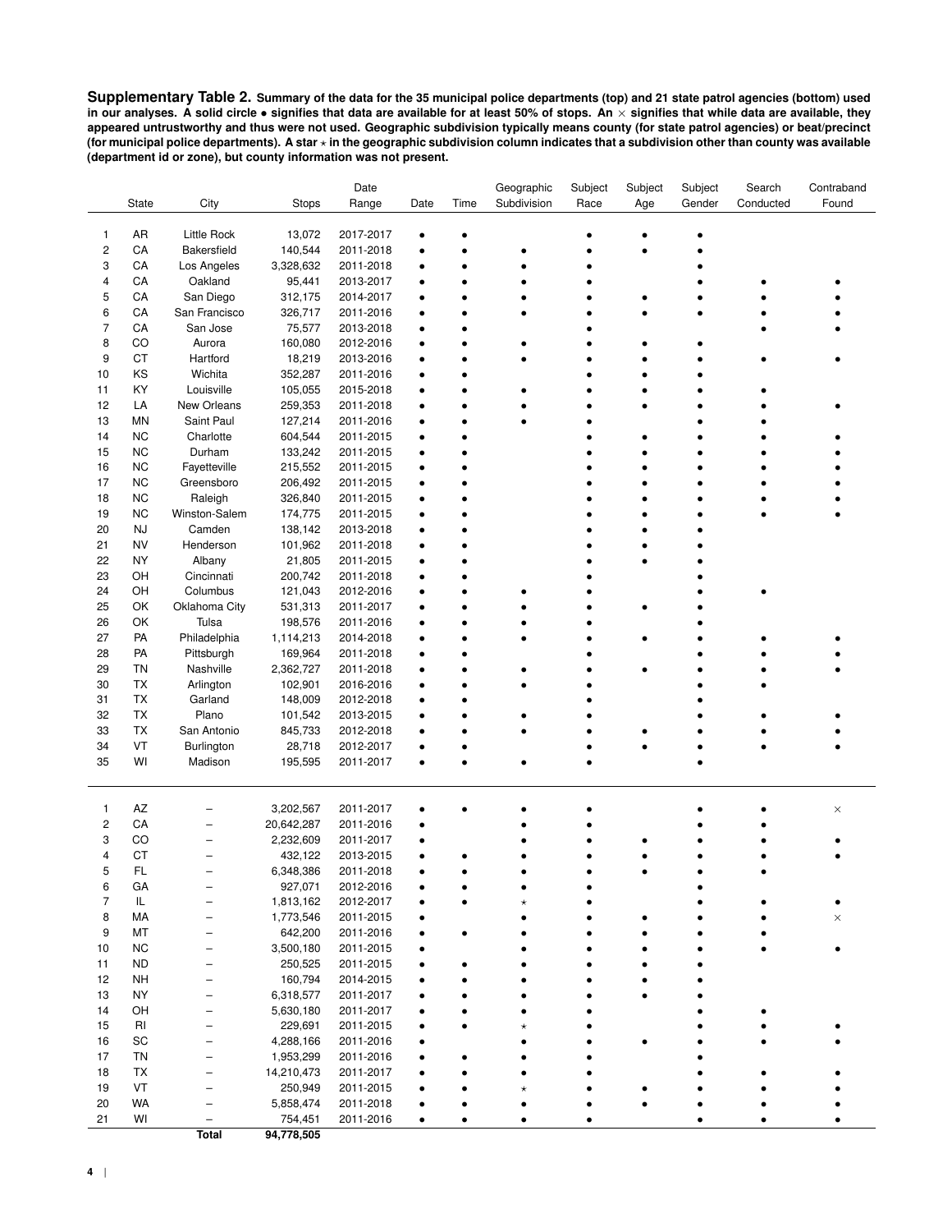**Supplementary Table 2. Summary of the data for the 35 municipal police departments (top) and 21 state patrol agencies (bottom) used in our analyses. A solid circle • signifies that data are available for at least 50% of stops. An × signifies that while data are available, they appeared untrustworthy and thus were not used. Geographic subdivision typically means county (for state patrol agencies) or beat/precinct (for municipal police departments). A star ⋆ in the geographic subdivision column indicates that a subdivision other than county was available (department id or zone), but county information was not present.**

| | State | City | Stops | Date Range | Date | Time | Geographic Subdivision | Subject Race | Subject Age | Subject Gender | Search Conducted | Contraband Found |
|---|---|---|---|---|---|---|---|---|---|---|---|---|
| 1 | AR | Little Rock | 13,072 | 2017-2017 | • | • | | • | • | • | | |
| 2 | CA | Bakersfield | 140,544 | 2011-2018 | • | • | • | • | • | • | | |
| 3 | CA | Los Angeles | 3,328,632 | 2011-2018 | • | • | • | • | | • | | |
| 4 | CA | Oakland | 95,441 | 2013-2017 | • | • | • | • | | • | • | • |
| 5 | CA | San Diego | 312,175 | 2014-2017 | • | • | • | • | • | • | • | • |
| 6 | CA | San Francisco | 326,717 | 2011-2016 | • | • | • | • | • | • | • | • |
| 7 | CA | San Jose | 75,577 | 2013-2018 | • | • | | • | | | • | • |
| 8 | CO | Aurora | 160,080 | 2012-2016 | • | • | • | • | • | • | | |
| 9 | CT | Hartford | 18,219 | 2013-2016 | • | • | • | • | • | • | • | • |
| 10 | KS | Wichita | 352,287 | 2011-2016 | • | • | | • | • | • | | |
| 11 | KY | Louisville | 105,055 | 2015-2018 | • | • | • | • | • | • | • | |
| 12 | LA | New Orleans | 259,353 | 2011-2018 | • | • | • | • | • | • | • | • |
| 13 | MN | Saint Paul | 127,214 | 2011-2016 | • | • | • | • | | • | • | |
| 14 | NC | Charlotte | 604,544 | 2011-2015 | • | • | | • | • | • | • | • |
| 15 | NC | Durham | 133,242 | 2011-2015 | • | • | | • | • | • | • | • |
| 16 | NC | Fayetteville | 215,552 | 2011-2015 | • | • | | • | • | • | • | • |
| 17 | NC | Greensboro | 206,492 | 2011-2015 | • | • | | • | • | • | • | • |
| 18 | NC | Raleigh | 326,840 | 2011-2015 | • | • | | • | • | • | • | • |
| 19 | NC | Winston-Salem | 174,775 | 2011-2015 | • | • | | • | • | • | • | • |
| 20 | NJ | Camden | 138,142 | 2013-2018 | • | • | | • | • | • | | |
| 21 | NV | Henderson | 101,962 | 2011-2018 | • | • | | • | • | • | | |
| 22 | NY | Albany | 21,805 | 2011-2015 | • | • | | • | • | • | | |
| 23 | OH | Cincinnati | 200,742 | 2011-2018 | • | • | | • | | • | | |
| 24 | OH | Columbus | 121,043 | 2012-2016 | • | • | • | • | | • | • | |
| 25 | OK | Oklahoma City | 531,313 | 2011-2017 | • | • | • | • | • | • | | |
| 26 | OK | Tulsa | 198,576 | 2011-2016 | • | • | • | • | | • | | |
| 27 | PA | Philadelphia | 1,114,213 | 2014-2018 | • | • | • | • | • | • | • | • |
| 28 | PA | Pittsburgh | 169,964 | 2011-2018 | • | • | | • | | • | • | • |
| 29 | TN | Nashville | 2,362,727 | 2011-2018 | • | • | • | • | • | • | • | • |
| 30 | TX | Arlington | 102,901 | 2016-2016 | • | • | • | • | | • | • | |
| 31 | TX | Garland | 148,009 | 2012-2018 | • | • | | • | | • | | |
| 32 | TX | Plano | 101,542 | 2013-2015 | • | • | • | • | | • | • | • |
| 33 | TX | San Antonio | 845,733 | 2012-2018 | • | • | • | • | • | • | • | • |
| 34 | VT | Burlington | 28,718 | 2012-2017 | • | • | | • | • | • | • | • |
| 35 | WI | Madison | 195,595 | 2011-2017 | • | • | • | • | | • | | |
| | | | | | | | | | | | | |
| 1 | AZ | – | 3,202,567 | 2011-2017 | • | • | • | • | | • | • | × |
| 2 | CA | – | 20,642,287 | 2011-2016 | • | | • | • | | • | • | |
| 3 | CO | – | 2,232,609 | 2011-2017 | • | | • | • | • | • | • | • |
| 4 | CT | – | 432,122 | 2013-2015 | • | • | • | • | • | • | • | • |
| 5 | FL | – | 6,348,386 | 2011-2018 | • | • | • | • | • | • | • | |
| 6 | GA | – | 927,071 | 2012-2016 | • | • | • | • | | • | | |
| 7 | IL | – | 1,813,162 | 2012-2017 | • | • | ⋆ | • | | • | • | • |
| 8 | MA | – | 1,773,546 | 2011-2015 | • | | • | • | • | • | • | × |
| 9 | MT | – | 642,200 | 2011-2016 | • | • | • | • | • | • | • | |
| 10 | NC | – | 3,500,180 | 2011-2015 | • | | • | • | • | • | • | • |
| 11 | ND | – | 250,525 | 2011-2015 | • | • | • | • | • | • | | |
| 12 | NH | – | 160,794 | 2014-2015 | • | • | • | • | • | • | | |
| 13 | NY | – | 6,318,577 | 2011-2017 | • | • | • | • | • | • | | |
| 14 | OH | – | 5,630,180 | 2011-2017 | • | • | • | • | | • | • | |
| 15 | RI | – | 229,691 | 2011-2015 | • | • | ⋆ | • | | • | • | • |
| 16 | SC | – | 4,288,166 | 2011-2016 | • | | • | • | • | • | • | • |
| 17 | TN | – | 1,953,299 | 2011-2016 | • | • | • | • | | • | | |
| 18 | TX | – | 14,210,473 | 2011-2017 | • | • | • | • | | • | • | • |
| 19 | VT | – | 250,949 | 2011-2015 | • | • | ⋆ | • | • | • | • | • |
| 20 | WA | – | 5,858,474 | 2011-2018 | • | • | • | • | • | • | • | • |
| 21 | WI | – | 754,451 | 2011-2016 | • | • | • | • | | • | • | • |
| | | **Total** | **94,778,505** | | | | | | | | | |